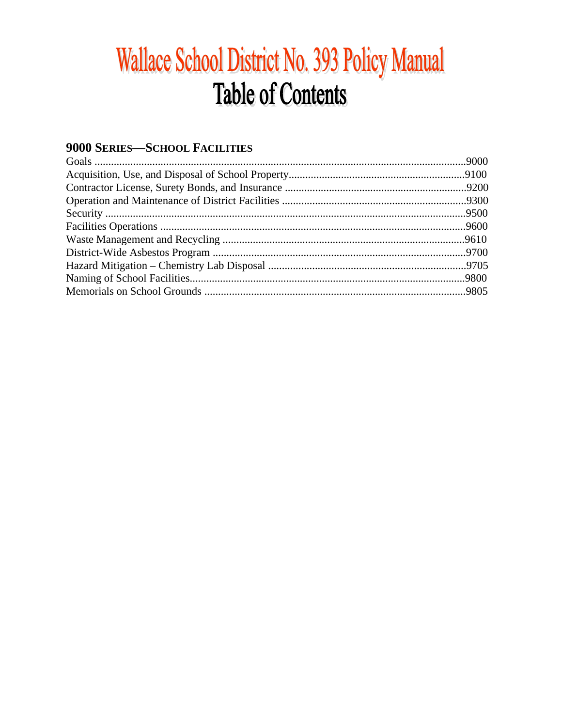# Wallace School District No. 393 Policy Manual
# Table of Contents

## 9000 SERIES—SCHOOL FACILITIES

Goals ....................................................................................................................................9000
Acquisition, Use, and Disposal of School Property...............................................................9100
Contractor License, Surety Bonds, and Insurance .................................................................9200
Operation and Maintenance of District Facilities ..................................................................9300
Security .................................................................................................................................9500
Facilities Operations ..............................................................................................................9600
Waste Management and Recycling .......................................................................................9610
District-Wide Asbestos Program ...........................................................................................9700
Hazard Mitigation – Chemistry Lab Disposal .......................................................................9705
Naming of School Facilities..................................................................................................9800
Memorials on School Grounds ..............................................................................................9805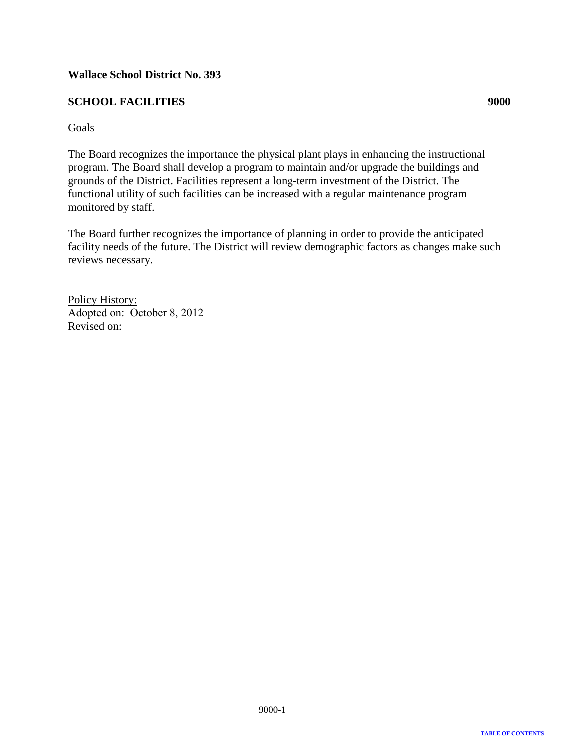**Wallace School District No. 393**

**SCHOOL FACILITIES 9000**

Goals

The Board recognizes the importance the physical plant plays in enhancing the instructional program. The Board shall develop a program to maintain and/or upgrade the buildings and grounds of the District. Facilities represent a long-term investment of the District. The functional utility of such facilities can be increased with a regular maintenance program monitored by staff.

The Board further recognizes the importance of planning in order to provide the anticipated facility needs of the future. The District will review demographic factors as changes make such reviews necessary.

Policy History:
Adopted on: October 8, 2012
Revised on: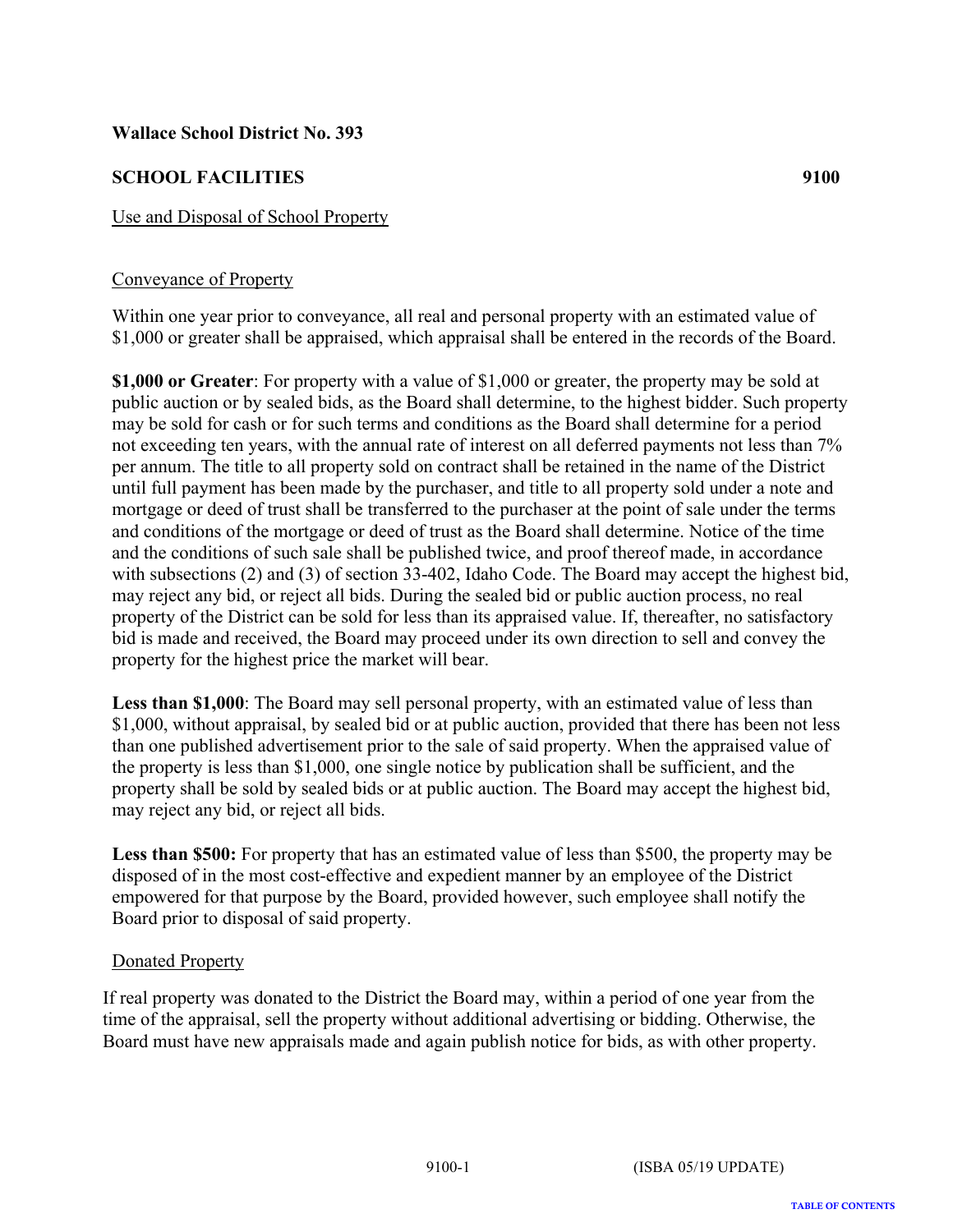**Wallace School District No. 393**

**SCHOOL FACILITIES 9100**

Use and Disposal of School Property

Conveyance of Property

Within one year prior to conveyance, all real and personal property with an estimated value of \$1,000 or greater shall be appraised, which appraisal shall be entered in the records of the Board.

**\$1,000 or Greater**: For property with a value of \$1,000 or greater, the property may be sold at public auction or by sealed bids, as the Board shall determine, to the highest bidder. Such property may be sold for cash or for such terms and conditions as the Board shall determine for a period not exceeding ten years, with the annual rate of interest on all deferred payments not less than 7% per annum. The title to all property sold on contract shall be retained in the name of the District until full payment has been made by the purchaser, and title to all property sold under a note and mortgage or deed of trust shall be transferred to the purchaser at the point of sale under the terms and conditions of the mortgage or deed of trust as the Board shall determine. Notice of the time and the conditions of such sale shall be published twice, and proof thereof made, in accordance with subsections (2) and (3) of section 33-402, Idaho Code. The Board may accept the highest bid, may reject any bid, or reject all bids. During the sealed bid or public auction process, no real property of the District can be sold for less than its appraised value. If, thereafter, no satisfactory bid is made and received, the Board may proceed under its own direction to sell and convey the property for the highest price the market will bear.

**Less than \$1,000**: The Board may sell personal property, with an estimated value of less than \$1,000, without appraisal, by sealed bid or at public auction, provided that there has been not less than one published advertisement prior to the sale of said property. When the appraised value of the property is less than \$1,000, one single notice by publication shall be sufficient, and the property shall be sold by sealed bids or at public auction. The Board may accept the highest bid, may reject any bid, or reject all bids.

**Less than \$500:** For property that has an estimated value of less than \$500, the property may be disposed of in the most cost-effective and expedient manner by an employee of the District empowered for that purpose by the Board, provided however, such employee shall notify the Board prior to disposal of said property.

Donated Property

If real property was donated to the District the Board may, within a period of one year from the time of the appraisal, sell the property without additional advertising or bidding. Otherwise, the Board must have new appraisals made and again publish notice for bids, as with other property.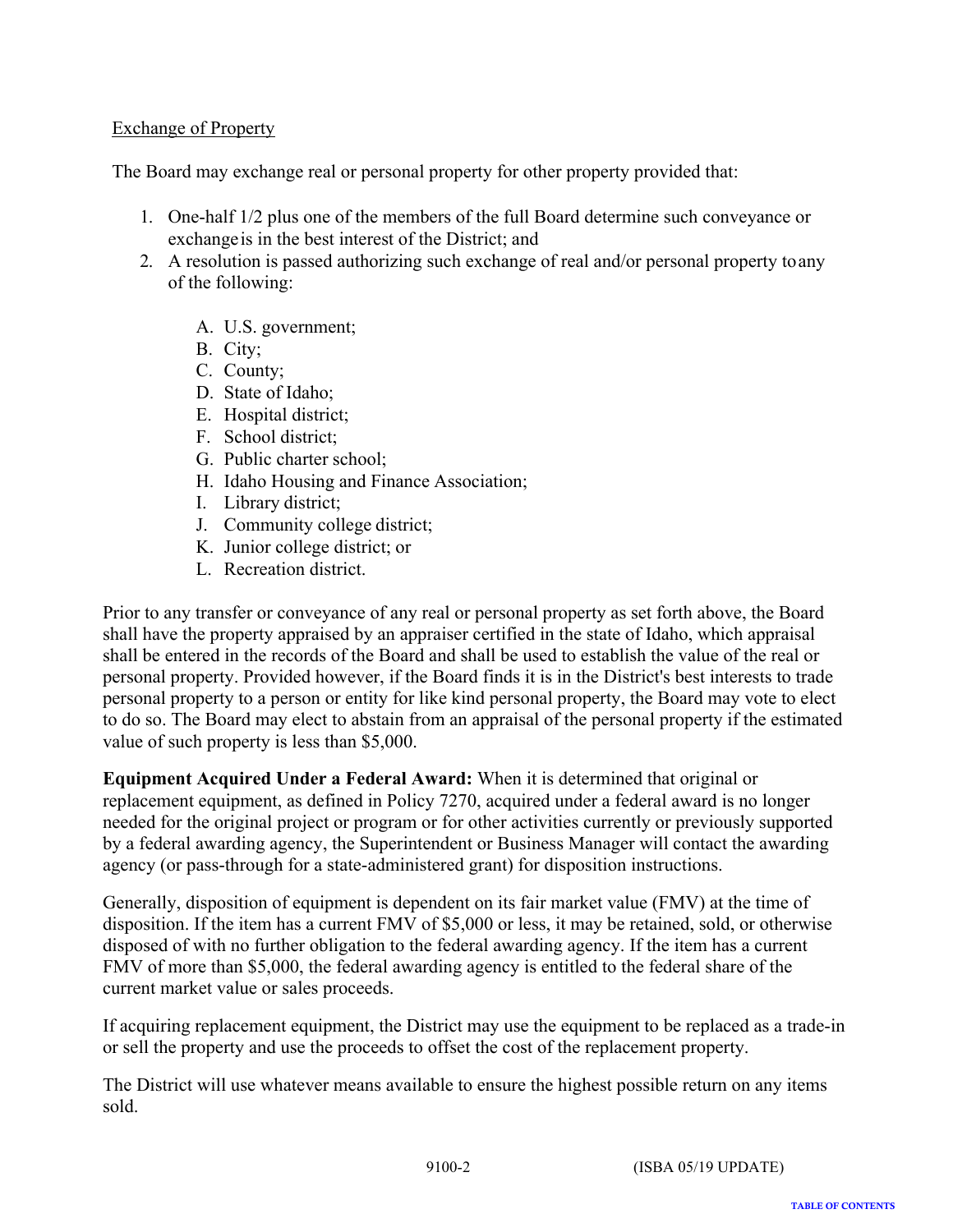Exchange of Property

The Board may exchange real or personal property for other property provided that:

1. One-half 1/2 plus one of the members of the full Board determine such conveyance or exchange is in the best interest of the District; and
2. A resolution is passed authorizing such exchange of real and/or personal property to any of the following:

    A. U.S. government;
    B. City;
    C. County;
    D. State of Idaho;
    E. Hospital district;
    F. School district;
    G. Public charter school;
    H. Idaho Housing and Finance Association;
    I. Library district;
    J. Community college district;
    K. Junior college district; or
    L. Recreation district.

Prior to any transfer or conveyance of any real or personal property as set forth above, the Board shall have the property appraised by an appraiser certified in the state of Idaho, which appraisal shall be entered in the records of the Board and shall be used to establish the value of the real or personal property. Provided however, if the Board finds it is in the District's best interests to trade personal property to a person or entity for like kind personal property, the Board may vote to elect to do so. The Board may elect to abstain from an appraisal of the personal property if the estimated value of such property is less than $5,000.

**Equipment Acquired Under a Federal Award:** When it is determined that original or replacement equipment, as defined in Policy 7270, acquired under a federal award is no longer needed for the original project or program or for other activities currently or previously supported by a federal awarding agency, the Superintendent or Business Manager will contact the awarding agency (or pass-through for a state-administered grant) for disposition instructions.

Generally, disposition of equipment is dependent on its fair market value (FMV) at the time of disposition. If the item has a current FMV of $5,000 or less, it may be retained, sold, or otherwise disposed of with no further obligation to the federal awarding agency. If the item has a current FMV of more than $5,000, the federal awarding agency is entitled to the federal share of the current market value or sales proceeds.

If acquiring replacement equipment, the District may use the equipment to be replaced as a trade-in or sell the property and use the proceeds to offset the cost of the replacement property.

The District will use whatever means available to ensure the highest possible return on any items sold.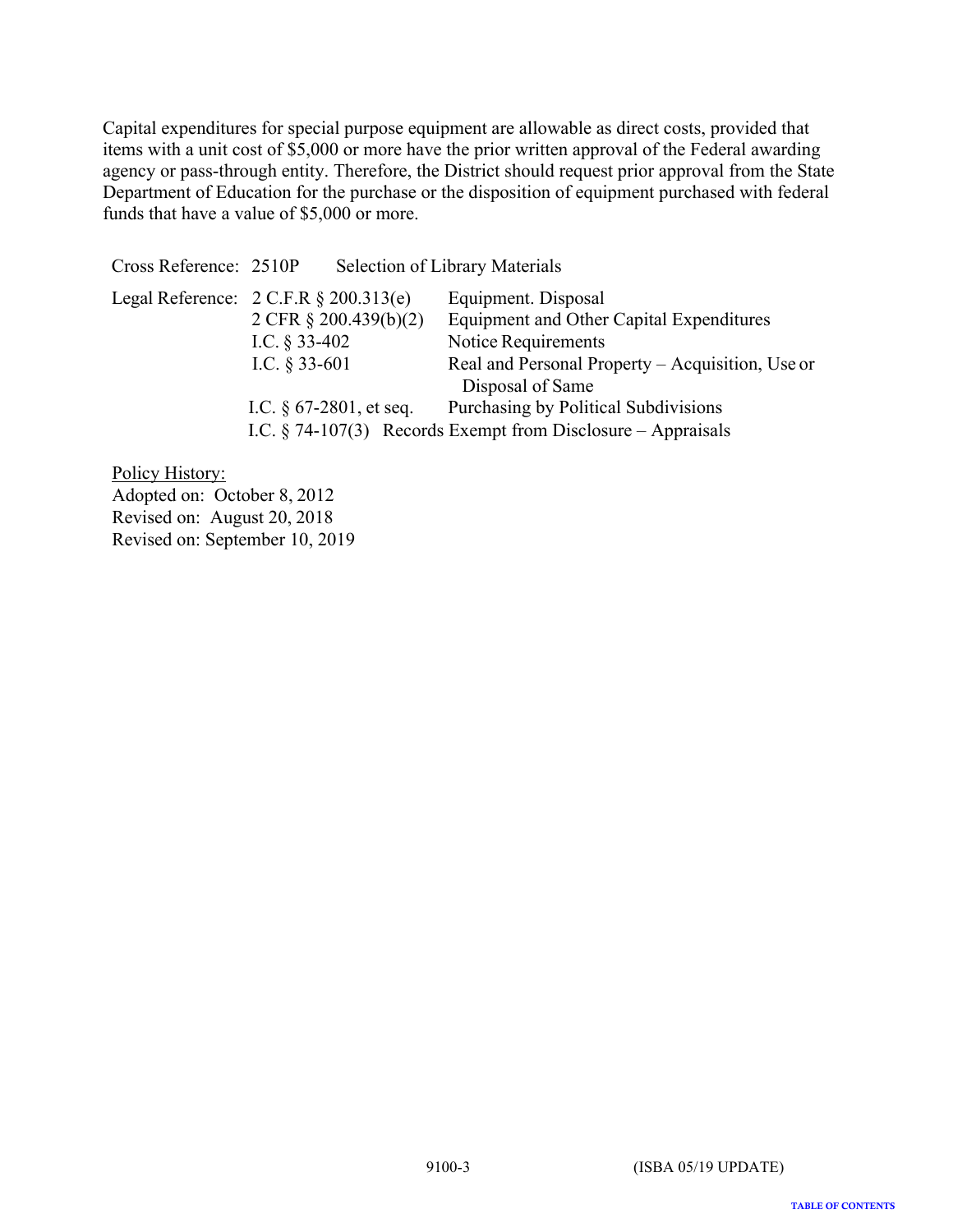Capital expenditures for special purpose equipment are allowable as direct costs, provided that items with a unit cost of $5,000 or more have the prior written approval of the Federal awarding agency or pass-through entity. Therefore, the District should request prior approval from the State Department of Education for the purchase or the disposition of equipment purchased with federal funds that have a value of $5,000 or more.

| | | |
|---|---|---|
| Cross Reference: | 2510P | Selection of Library Materials |

| | | |
|---|---|---|
| Legal Reference: | 2 C.F.R § 200.313(e) | Equipment. Disposal |
| | 2 CFR § 200.439(b)(2) | Equipment and Other Capital Expenditures |
| | I.C. § 33-402 | Notice Requirements |
| | I.C. § 33-601 | Real and Personal Property – Acquisition, Use or Disposal of Same |
| | I.C. § 67-2801, et seq. | Purchasing by Political Subdivisions |
| | I.C. § 74-107(3) | Records Exempt from Disclosure – Appraisals |

Policy History:
Adopted on: October 8, 2012
Revised on: August 20, 2018
Revised on: September 10, 2019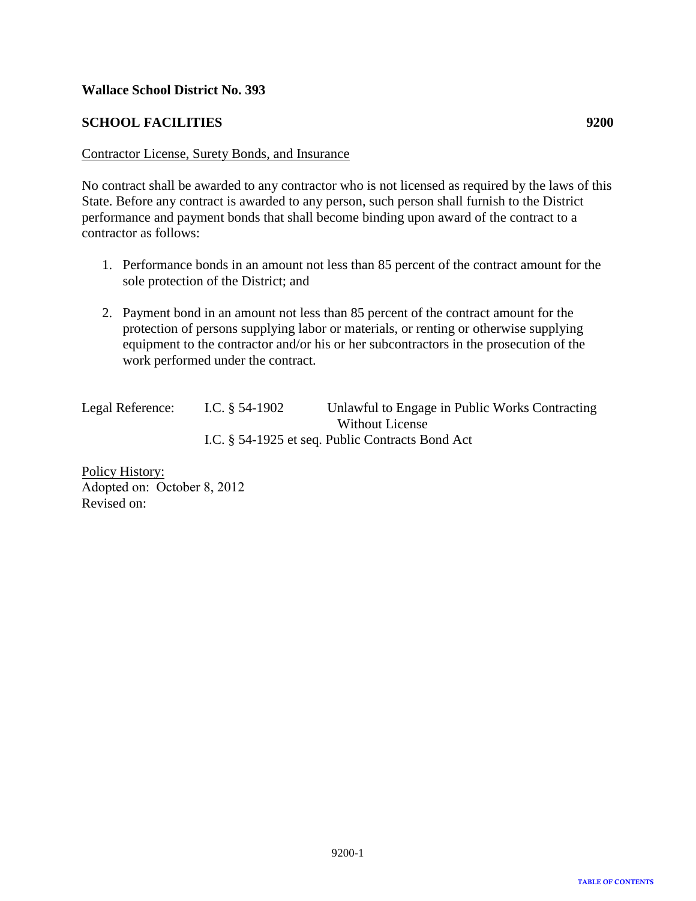**Wallace School District No. 393**

**SCHOOL FACILITIES** **9200**

Contractor License, Surety Bonds, and Insurance

No contract shall be awarded to any contractor who is not licensed as required by the laws of this State. Before any contract is awarded to any person, such person shall furnish to the District performance and payment bonds that shall become binding upon award of the contract to a contractor as follows:

1. Performance bonds in an amount not less than 85 percent of the contract amount for the sole protection of the District; and

2. Payment bond in an amount not less than 85 percent of the contract amount for the protection of persons supplying labor or materials, or renting or otherwise supplying equipment to the contractor and/or his or her subcontractors in the prosecution of the work performed under the contract.

| | | |
|---|---|---|
| Legal Reference: | I.C. § 54-1902 | Unlawful to Engage in Public Works Contracting Without License |
| | I.C. § 54-1925 et seq. | Public Contracts Bond Act |

Policy History:
Adopted on: October 8, 2012
Revised on: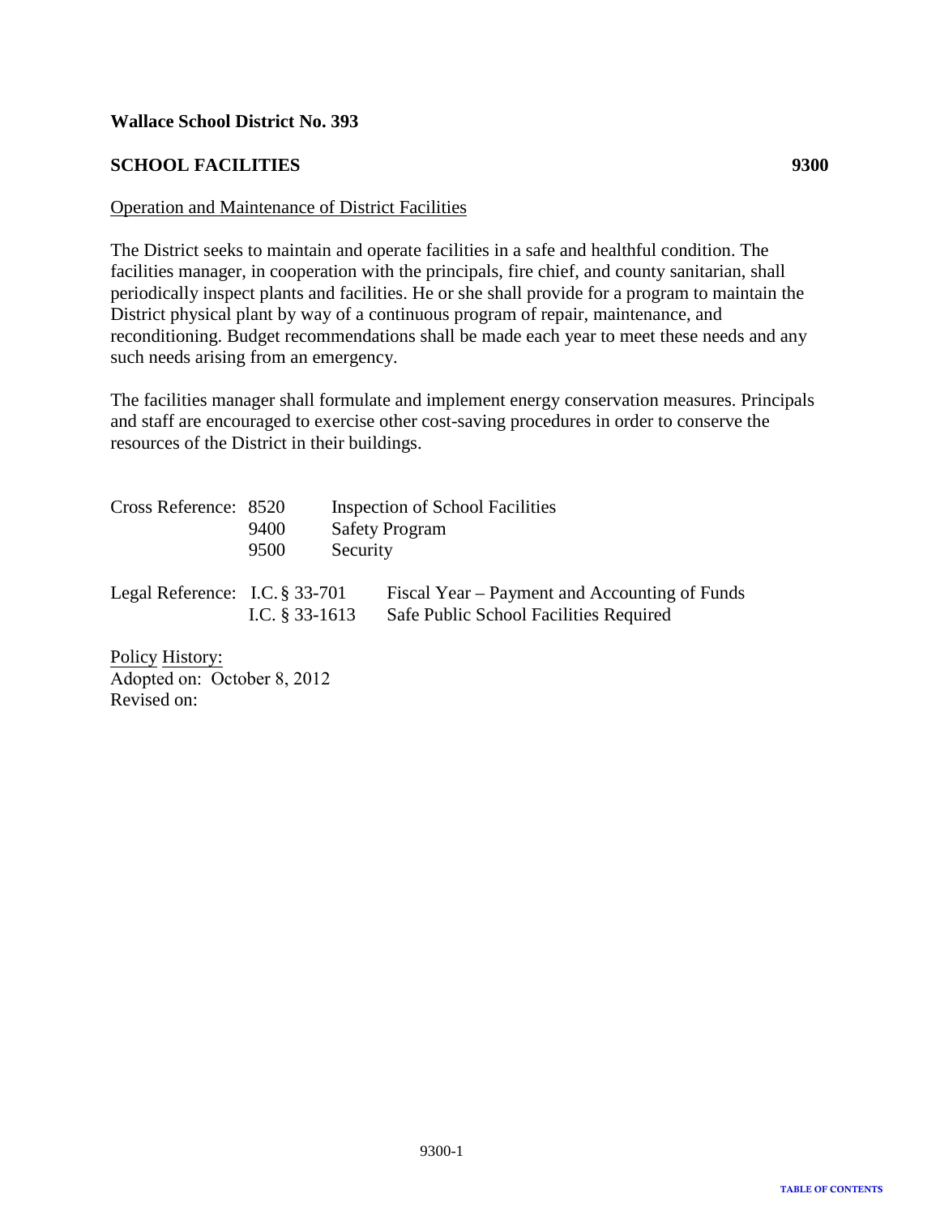**Wallace School District No. 393**

**SCHOOL FACILITIES** **9300**

Operation and Maintenance of District Facilities

The District seeks to maintain and operate facilities in a safe and healthful condition. The facilities manager, in cooperation with the principals, fire chief, and county sanitarian, shall periodically inspect plants and facilities. He or she shall provide for a program to maintain the District physical plant by way of a continuous program of repair, maintenance, and reconditioning. Budget recommendations shall be made each year to meet these needs and any such needs arising from an emergency.

The facilities manager shall formulate and implement energy conservation measures. Principals and staff are encouraged to exercise other cost-saving procedures in order to conserve the resources of the District in their buildings.

| | | |
|---|---|---|
| Cross Reference: | 8520 | Inspection of School Facilities |
| | 9400 | Safety Program |
| | 9500 | Security |

| | | |
|---|---|---|
| Legal Reference: | I.C. § 33-701 | Fiscal Year – Payment and Accounting of Funds |
| | I.C. § 33-1613 | Safe Public School Facilities Required |

Policy History:
Adopted on: October 8, 2012
Revised on:

TABLE OF CONTENTS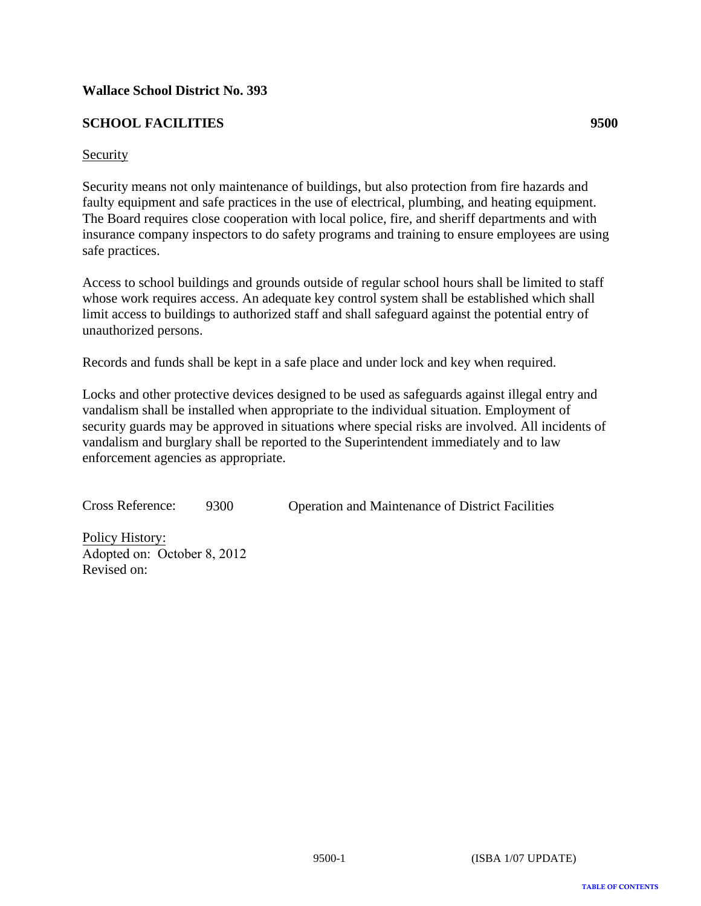**Wallace School District No. 393**

**SCHOOL FACILITIES** **9500**

Security

Security means not only maintenance of buildings, but also protection from fire hazards and faulty equipment and safe practices in the use of electrical, plumbing, and heating equipment. The Board requires close cooperation with local police, fire, and sheriff departments and with insurance company inspectors to do safety programs and training to ensure employees are using safe practices.

Access to school buildings and grounds outside of regular school hours shall be limited to staff whose work requires access. An adequate key control system shall be established which shall limit access to buildings to authorized staff and shall safeguard against the potential entry of unauthorized persons.

Records and funds shall be kept in a safe place and under lock and key when required.

Locks and other protective devices designed to be used as safeguards against illegal entry and vandalism shall be installed when appropriate to the individual situation. Employment of security guards may be approved in situations where special risks are involved. All incidents of vandalism and burglary shall be reported to the Superintendent immediately and to law enforcement agencies as appropriate.

Cross Reference: 9300 Operation and Maintenance of District Facilities

Policy History:
Adopted on: October 8, 2012
Revised on:

(ISBA 1/07 UPDATE)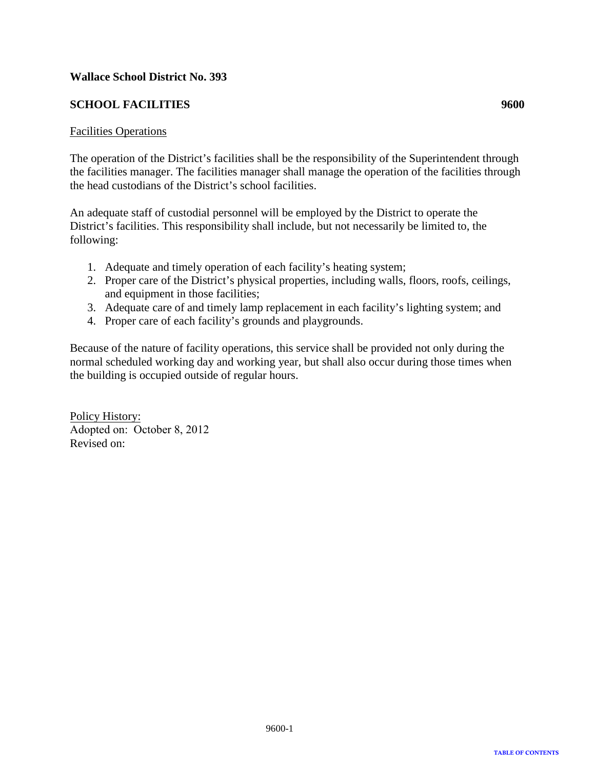**Wallace School District No. 393**

**SCHOOL FACILITIES 9600**

Facilities Operations

The operation of the District's facilities shall be the responsibility of the Superintendent through the facilities manager. The facilities manager shall manage the operation of the facilities through the head custodians of the District's school facilities.

An adequate staff of custodial personnel will be employed by the District to operate the District's facilities. This responsibility shall include, but not necessarily be limited to, the following:

1. Adequate and timely operation of each facility's heating system;
2. Proper care of the District's physical properties, including walls, floors, roofs, ceilings, and equipment in those facilities;
3. Adequate care of and timely lamp replacement in each facility's lighting system; and
4. Proper care of each facility's grounds and playgrounds.

Because of the nature of facility operations, this service shall be provided not only during the normal scheduled working day and working year, but shall also occur during those times when the building is occupied outside of regular hours.

Policy History:
Adopted on: October 8, 2012
Revised on: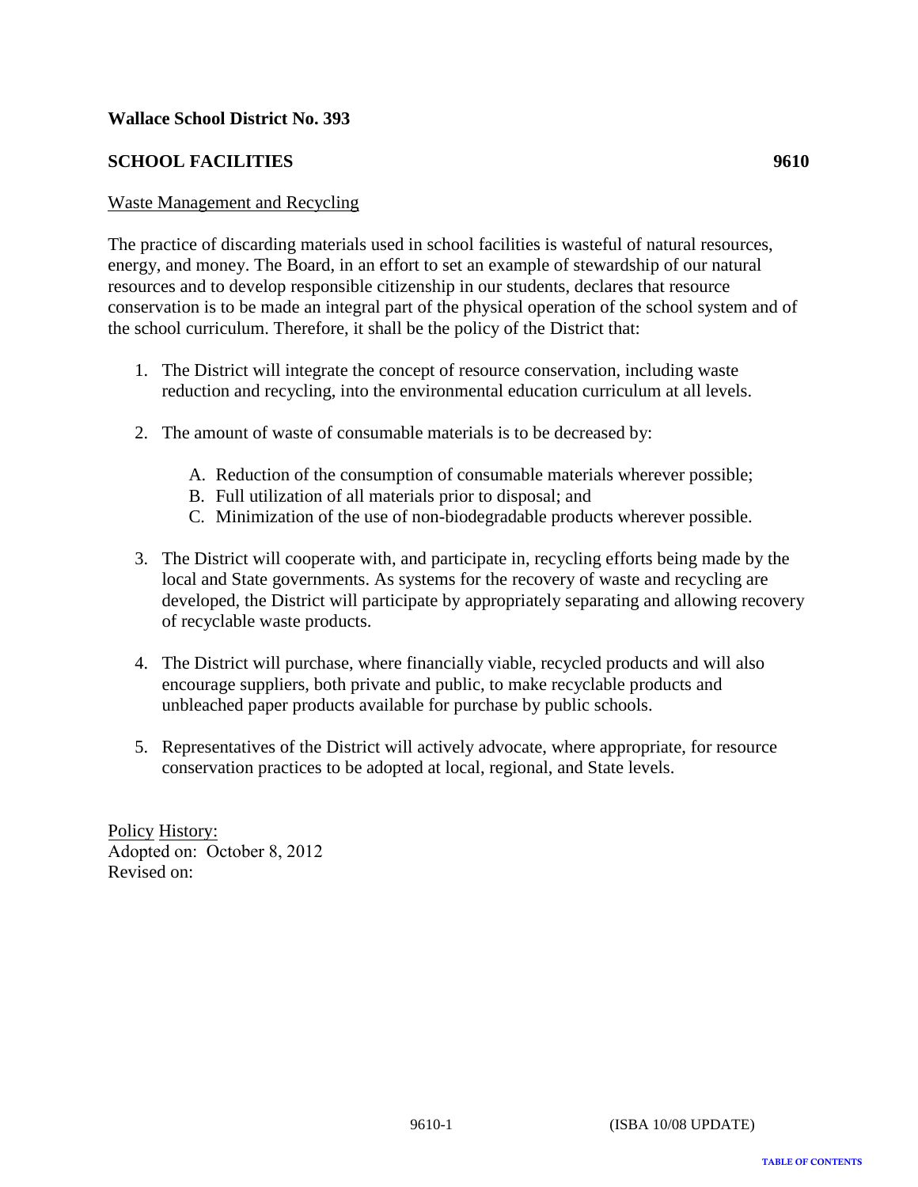**Wallace School District No. 393**

**SCHOOL FACILITIES 9610**

Waste Management and Recycling

The practice of discarding materials used in school facilities is wasteful of natural resources, energy, and money. The Board, in an effort to set an example of stewardship of our natural resources and to develop responsible citizenship in our students, declares that resource conservation is to be made an integral part of the physical operation of the school system and of the school curriculum. Therefore, it shall be the policy of the District that:

1. The District will integrate the concept of resource conservation, including waste reduction and recycling, into the environmental education curriculum at all levels.

2. The amount of waste of consumable materials is to be decreased by:

   A. Reduction of the consumption of consumable materials wherever possible;
   B. Full utilization of all materials prior to disposal; and
   C. Minimization of the use of non-biodegradable products wherever possible.

3. The District will cooperate with, and participate in, recycling efforts being made by the local and State governments. As systems for the recovery of waste and recycling are developed, the District will participate by appropriately separating and allowing recovery of recyclable waste products.

4. The District will purchase, where financially viable, recycled products and will also encourage suppliers, both private and public, to make recyclable products and unbleached paper products available for purchase by public schools.

5. Representatives of the District will actively advocate, where appropriate, for resource conservation practices to be adopted at local, regional, and State levels.

Policy History:
Adopted on: October 8, 2012
Revised on: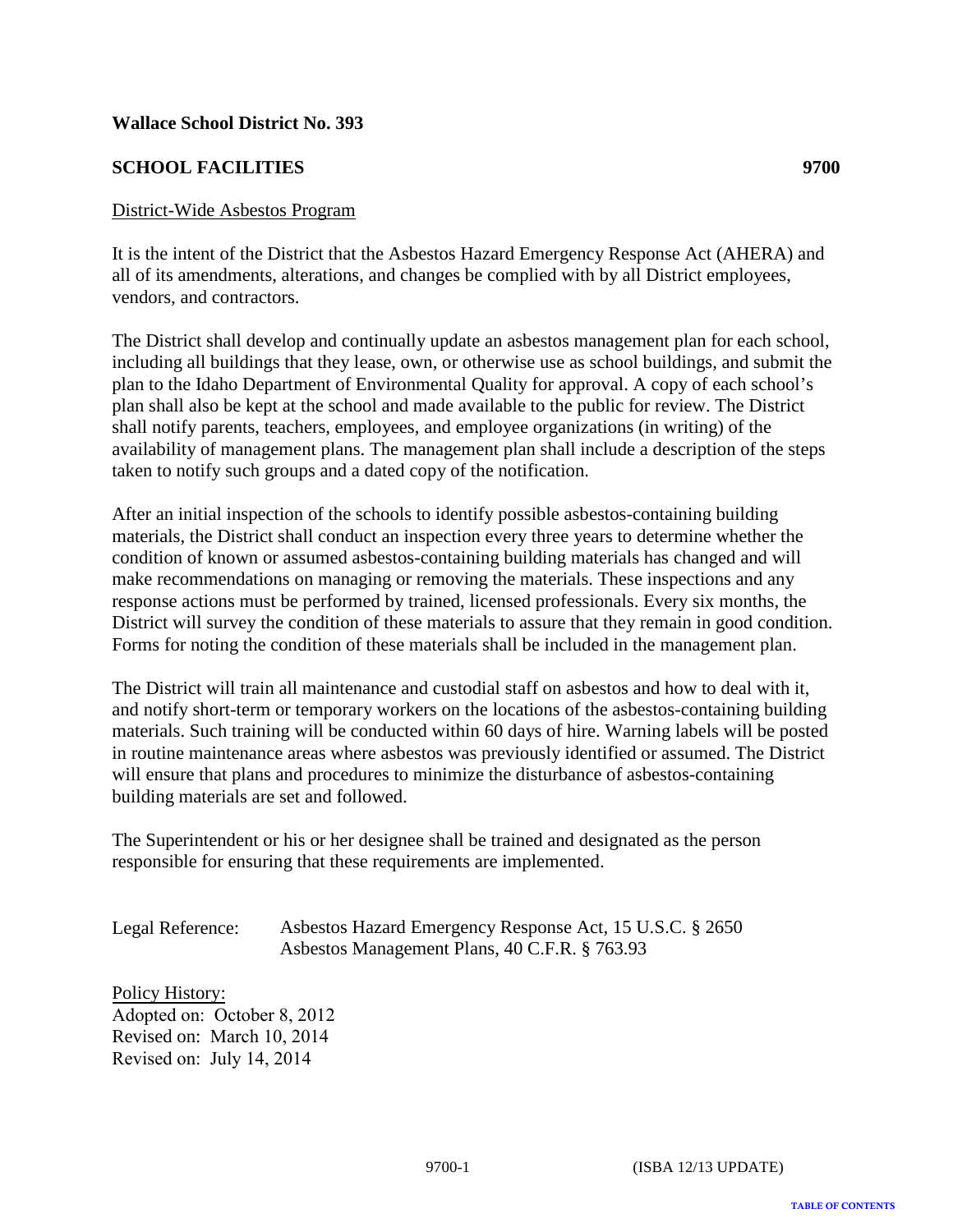**Wallace School District No. 393**

**SCHOOL FACILITIES 9700**

District-Wide Asbestos Program

It is the intent of the District that the Asbestos Hazard Emergency Response Act (AHERA) and all of its amendments, alterations, and changes be complied with by all District employees, vendors, and contractors.

The District shall develop and continually update an asbestos management plan for each school, including all buildings that they lease, own, or otherwise use as school buildings, and submit the plan to the Idaho Department of Environmental Quality for approval. A copy of each school's plan shall also be kept at the school and made available to the public for review. The District shall notify parents, teachers, employees, and employee organizations (in writing) of the availability of management plans. The management plan shall include a description of the steps taken to notify such groups and a dated copy of the notification.

After an initial inspection of the schools to identify possible asbestos-containing building materials, the District shall conduct an inspection every three years to determine whether the condition of known or assumed asbestos-containing building materials has changed and will make recommendations on managing or removing the materials. These inspections and any response actions must be performed by trained, licensed professionals. Every six months, the District will survey the condition of these materials to assure that they remain in good condition. Forms for noting the condition of these materials shall be included in the management plan.

The District will train all maintenance and custodial staff on asbestos and how to deal with it, and notify short-term or temporary workers on the locations of the asbestos-containing building materials. Such training will be conducted within 60 days of hire. Warning labels will be posted in routine maintenance areas where asbestos was previously identified or assumed. The District will ensure that plans and procedures to minimize the disturbance of asbestos-containing building materials are set and followed.

The Superintendent or his or her designee shall be trained and designated as the person responsible for ensuring that these requirements are implemented.

Legal Reference: Asbestos Hazard Emergency Response Act, 15 U.S.C. § 2650
Asbestos Management Plans, 40 C.F.R. § 763.93

Policy History:
Adopted on: October 8, 2012
Revised on: March 10, 2014
Revised on: July 14, 2014

9700-1 (ISBA 12/13 UPDATE)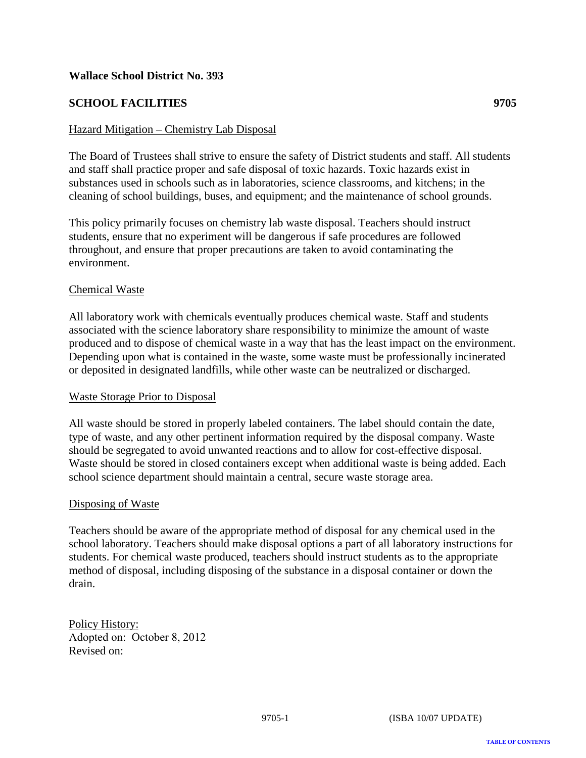**Wallace School District No. 393**

**SCHOOL FACILITIES 9705**

Hazard Mitigation – Chemistry Lab Disposal

The Board of Trustees shall strive to ensure the safety of District students and staff. All students and staff shall practice proper and safe disposal of toxic hazards. Toxic hazards exist in substances used in schools such as in laboratories, science classrooms, and kitchens; in the cleaning of school buildings, buses, and equipment; and the maintenance of school grounds.

This policy primarily focuses on chemistry lab waste disposal. Teachers should instruct students, ensure that no experiment will be dangerous if safe procedures are followed throughout, and ensure that proper precautions are taken to avoid contaminating the environment.

Chemical Waste

All laboratory work with chemicals eventually produces chemical waste. Staff and students associated with the science laboratory share responsibility to minimize the amount of waste produced and to dispose of chemical waste in a way that has the least impact on the environment. Depending upon what is contained in the waste, some waste must be professionally incinerated or deposited in designated landfills, while other waste can be neutralized or discharged.

Waste Storage Prior to Disposal

All waste should be stored in properly labeled containers. The label should contain the date, type of waste, and any other pertinent information required by the disposal company. Waste should be segregated to avoid unwanted reactions and to allow for cost-effective disposal. Waste should be stored in closed containers except when additional waste is being added. Each school science department should maintain a central, secure waste storage area.

Disposing of Waste

Teachers should be aware of the appropriate method of disposal for any chemical used in the school laboratory. Teachers should make disposal options a part of all laboratory instructions for students. For chemical waste produced, teachers should instruct students as to the appropriate method of disposal, including disposing of the substance in a disposal container or down the drain.

Policy History:
Adopted on: October 8, 2012
Revised on: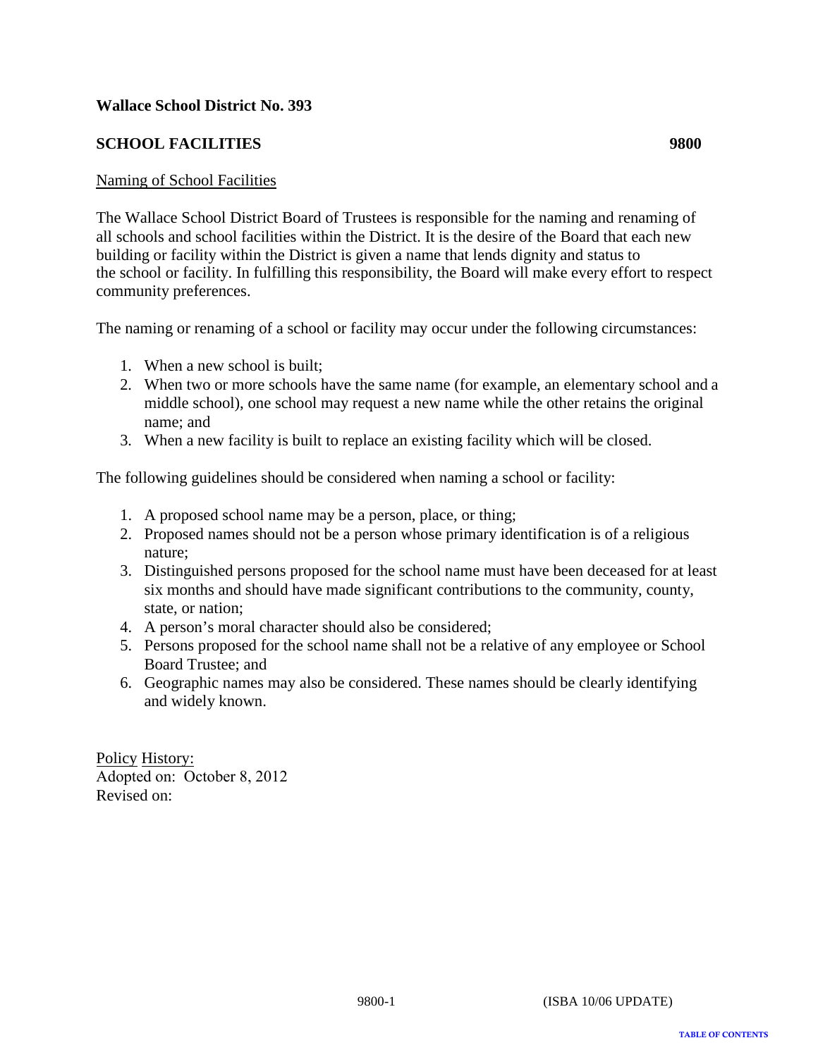**Wallace School District No. 393**

**SCHOOL FACILITIES 9800**

Naming of School Facilities

The Wallace School District Board of Trustees is responsible for the naming and renaming of all schools and school facilities within the District. It is the desire of the Board that each new building or facility within the District is given a name that lends dignity and status to the school or facility. In fulfilling this responsibility, the Board will make every effort to respect community preferences.

The naming or renaming of a school or facility may occur under the following circumstances:

1. When a new school is built;
2. When two or more schools have the same name (for example, an elementary school and a middle school), one school may request a new name while the other retains the original name; and
3. When a new facility is built to replace an existing facility which will be closed.

The following guidelines should be considered when naming a school or facility:

1. A proposed school name may be a person, place, or thing;
2. Proposed names should not be a person whose primary identification is of a religious nature;
3. Distinguished persons proposed for the school name must have been deceased for at least six months and should have made significant contributions to the community, county, state, or nation;
4. A person's moral character should also be considered;
5. Persons proposed for the school name shall not be a relative of any employee or School Board Trustee; and
6. Geographic names may also be considered. These names should be clearly identifying and widely known.

Policy History:
Adopted on: October 8, 2012
Revised on: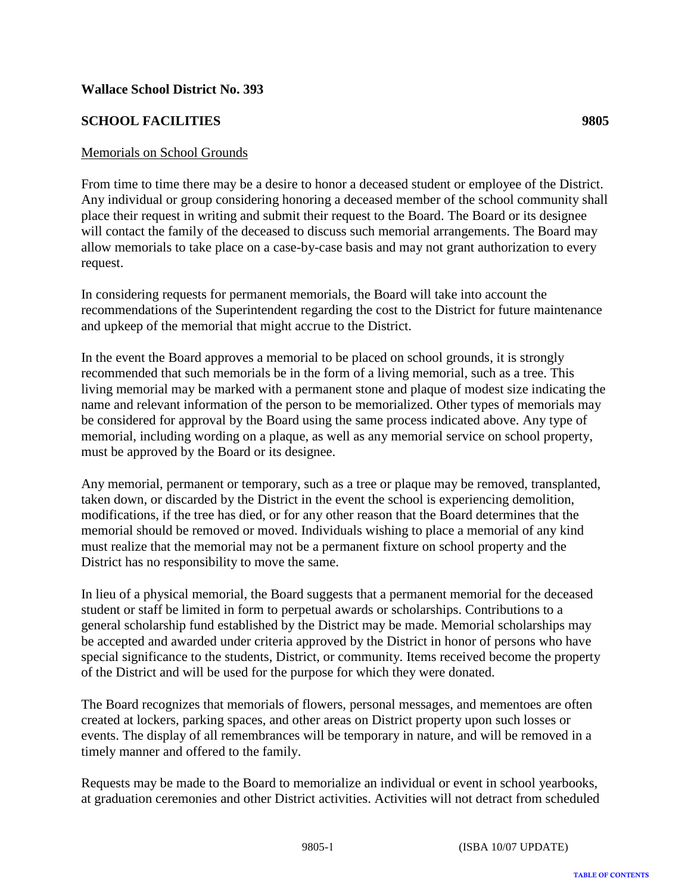**Wallace School District No. 393**

**SCHOOL FACILITIES 9805**

Memorials on School Grounds

From time to time there may be a desire to honor a deceased student or employee of the District. Any individual or group considering honoring a deceased member of the school community shall place their request in writing and submit their request to the Board. The Board or its designee will contact the family of the deceased to discuss such memorial arrangements. The Board may allow memorials to take place on a case-by-case basis and may not grant authorization to every request.

In considering requests for permanent memorials, the Board will take into account the recommendations of the Superintendent regarding the cost to the District for future maintenance and upkeep of the memorial that might accrue to the District.

In the event the Board approves a memorial to be placed on school grounds, it is strongly recommended that such memorials be in the form of a living memorial, such as a tree. This living memorial may be marked with a permanent stone and plaque of modest size indicating the name and relevant information of the person to be memorialized. Other types of memorials may be considered for approval by the Board using the same process indicated above. Any type of memorial, including wording on a plaque, as well as any memorial service on school property, must be approved by the Board or its designee.

Any memorial, permanent or temporary, such as a tree or plaque may be removed, transplanted, taken down, or discarded by the District in the event the school is experiencing demolition, modifications, if the tree has died, or for any other reason that the Board determines that the memorial should be removed or moved. Individuals wishing to place a memorial of any kind must realize that the memorial may not be a permanent fixture on school property and the District has no responsibility to move the same.

In lieu of a physical memorial, the Board suggests that a permanent memorial for the deceased student or staff be limited in form to perpetual awards or scholarships. Contributions to a general scholarship fund established by the District may be made. Memorial scholarships may be accepted and awarded under criteria approved by the District in honor of persons who have special significance to the students, District, or community. Items received become the property of the District and will be used for the purpose for which they were donated.

The Board recognizes that memorials of flowers, personal messages, and mementoes are often created at lockers, parking spaces, and other areas on District property upon such losses or events. The display of all remembrances will be temporary in nature, and will be removed in a timely manner and offered to the family.

Requests may be made to the Board to memorialize an individual or event in school yearbooks, at graduation ceremonies and other District activities. Activities will not detract from scheduled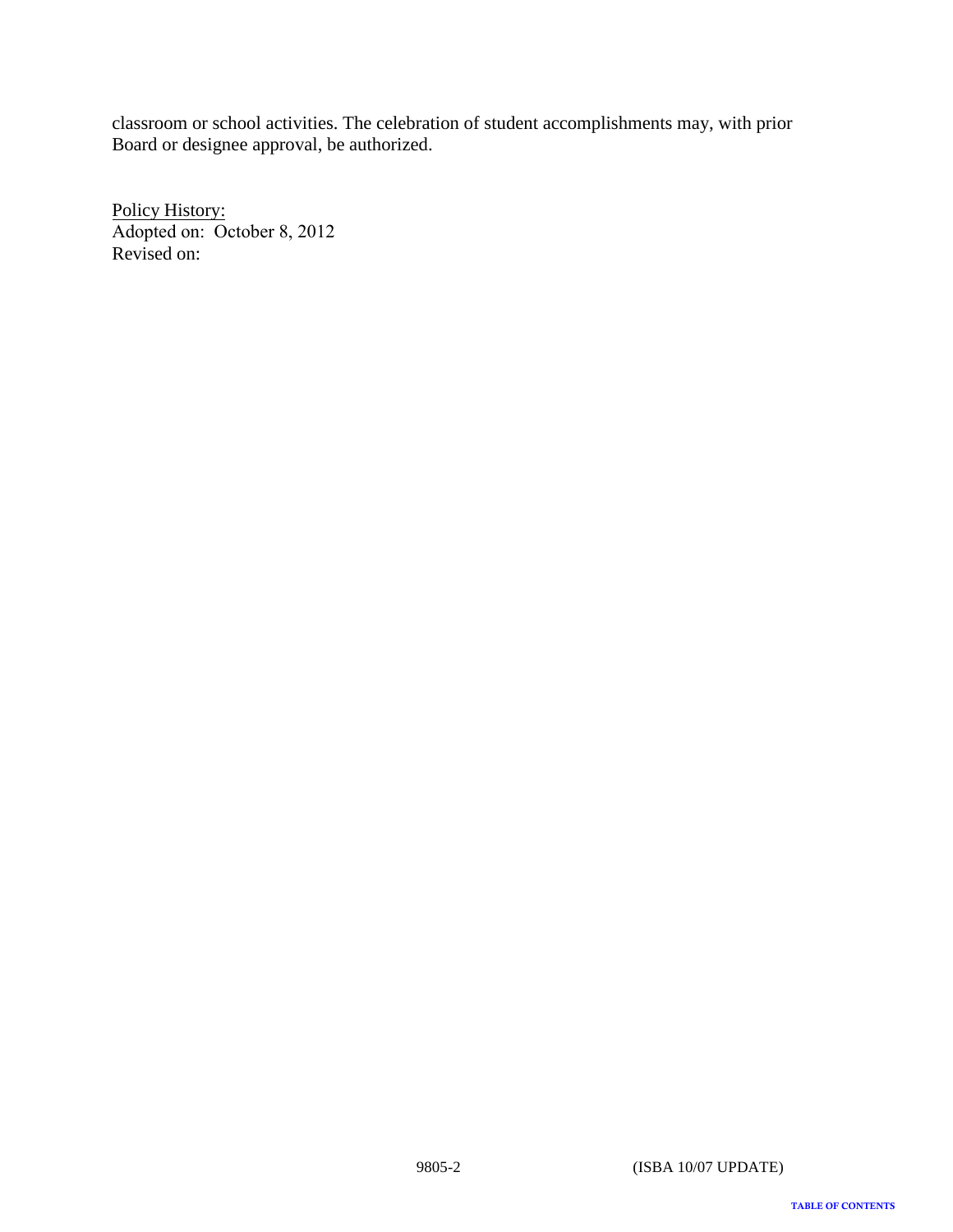classroom or school activities. The celebration of student accomplishments may, with prior Board or designee approval, be authorized.

Policy History:
Adopted on: October 8, 2012
Revised on: